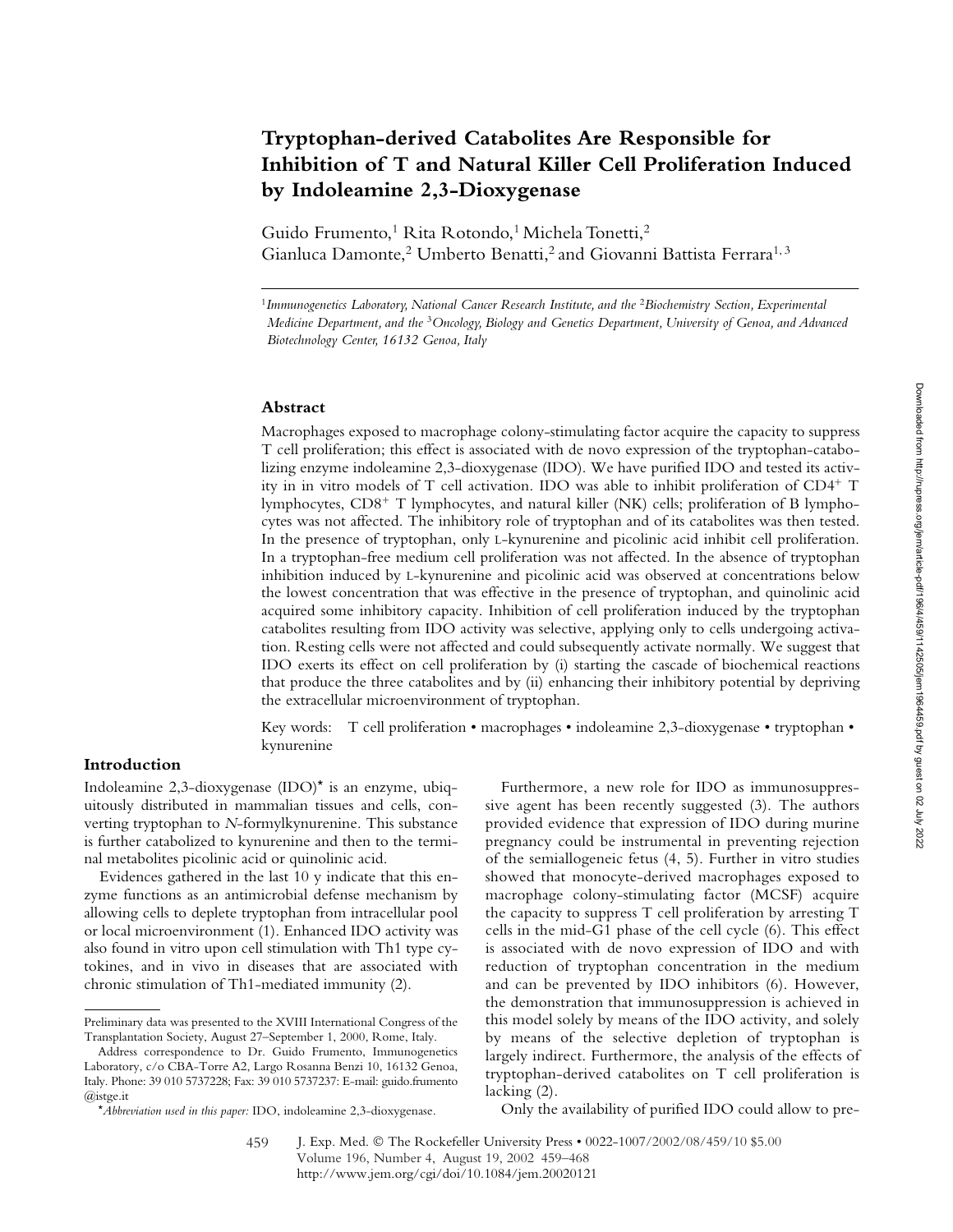# Tryptophan-derived Catabolites Are Responsible for Inhibition of T and Natural Killer Cell Proliferation Induced by Indoleamine 2,3-Dioxygenase

Guido Frumento,[1] Rita Rotondo,[1] Michela Tonetti,[2] Gianluca Damonte,[2] Umberto Benatti,[2] and Giovanni Battista Ferrara[1,3]

[1]*Immunogenetics Laboratory, National Cancer Research Institute, and the* [2]*Biochemistry Section, Experimental Medicine Department, and the* [3]*Oncology, Biology and Genetics Department, University of Genoa, and Advanced Biotechnology Center, 16132 Genoa, Italy*

## Abstract

Macrophages exposed to macrophage colony-stimulating factor acquire the capacity to suppress T cell proliferation; this effect is associated with de novo expression of the tryptophan-catabolizing enzyme indoleamine 2,3-dioxygenase (IDO). We have purified IDO and tested its activity in in vitro models of T cell activation. IDO was able to inhibit proliferation of $CD4^+$ T lymphocytes, $CD8^+$ T lymphocytes, and natural killer (NK) cells; proliferation of B lymphocytes was not affected. The inhibitory role of tryptophan and of its catabolites was then tested. In the presence of tryptophan, only L-kynurenine and picolinic acid inhibit cell proliferation. In a tryptophan-free medium cell proliferation was not affected. In the absence of tryptophan inhibition induced by L-kynurenine and picolinic acid was observed at concentrations below the lowest concentration that was effective in the presence of tryptophan, and quinolinic acid acquired some inhibitory capacity. Inhibition of cell proliferation induced by the tryptophan catabolites resulting from IDO activity was selective, applying only to cells undergoing activation. Resting cells were not affected and could subsequently activate normally. We suggest that IDO exerts its effect on cell proliferation by (i) starting the cascade of biochemical reactions that produce the three catabolites and by (ii) enhancing their inhibitory potential by depriving the extracellular microenvironment of tryptophan.

Key words: T cell proliferation • macrophages • indoleamine 2,3-dioxygenase • tryptophan • kynurenine

## Introduction

Indoleamine 2,3-dioxygenase (IDO)* is an enzyme, ubiquitously distributed in mammalian tissues and cells, converting tryptophan to *N*-formylkynurenine. This substance is further catabolized to kynurenine and then to the terminal metabolites picolinic acid or quinolinic acid.

Evidences gathered in the last 10 y indicate that this enzyme functions as an antimicrobial defense mechanism by allowing cells to deplete tryptophan from intracellular pool or local microenvironment (1). Enhanced IDO activity was also found in vitro upon cell stimulation with Th1 type cytokines, and in vivo in diseases that are associated with chronic stimulation of Th1-mediated immunity (2).

Furthermore, a new role for IDO as immunosuppressive agent has been recently suggested (3). The authors provided evidence that expression of IDO during murine pregnancy could be instrumental in preventing rejection of the semiallogeneic fetus (4, 5). Further in vitro studies showed that monocyte-derived macrophages exposed to macrophage colony-stimulating factor (MCSF) acquire the capacity to suppress T cell proliferation by arresting T cells in the mid-G1 phase of the cell cycle (6). This effect is associated with de novo expression of IDO and with reduction of tryptophan concentration in the medium and can be prevented by IDO inhibitors (6). However, the demonstration that immunosuppression is achieved in this model solely by means of the IDO activity, and solely by means of the selective depletion of tryptophan is largely indirect. Furthermore, the analysis of the effects of tryptophan-derived catabolites on T cell proliferation is lacking (2).

Only the availability of purified IDO could allow to pre-

---

Preliminary data was presented to the XVIII International Congress of the Transplantation Society, August 27–September 1, 2000, Rome, Italy.

Address correspondence to Dr. Guido Frumento, Immunogenetics Laboratory, c/o CBA-Torre A2, Largo Rosanna Benzi 10, 16132 Genoa, Italy. Phone: 39 010 5737228; Fax: 39 010 5737237: E-mail: guido.frumento@istge.it

**Abbreviation used in this paper:* IDO, indoleamine 2,3-dioxygenase.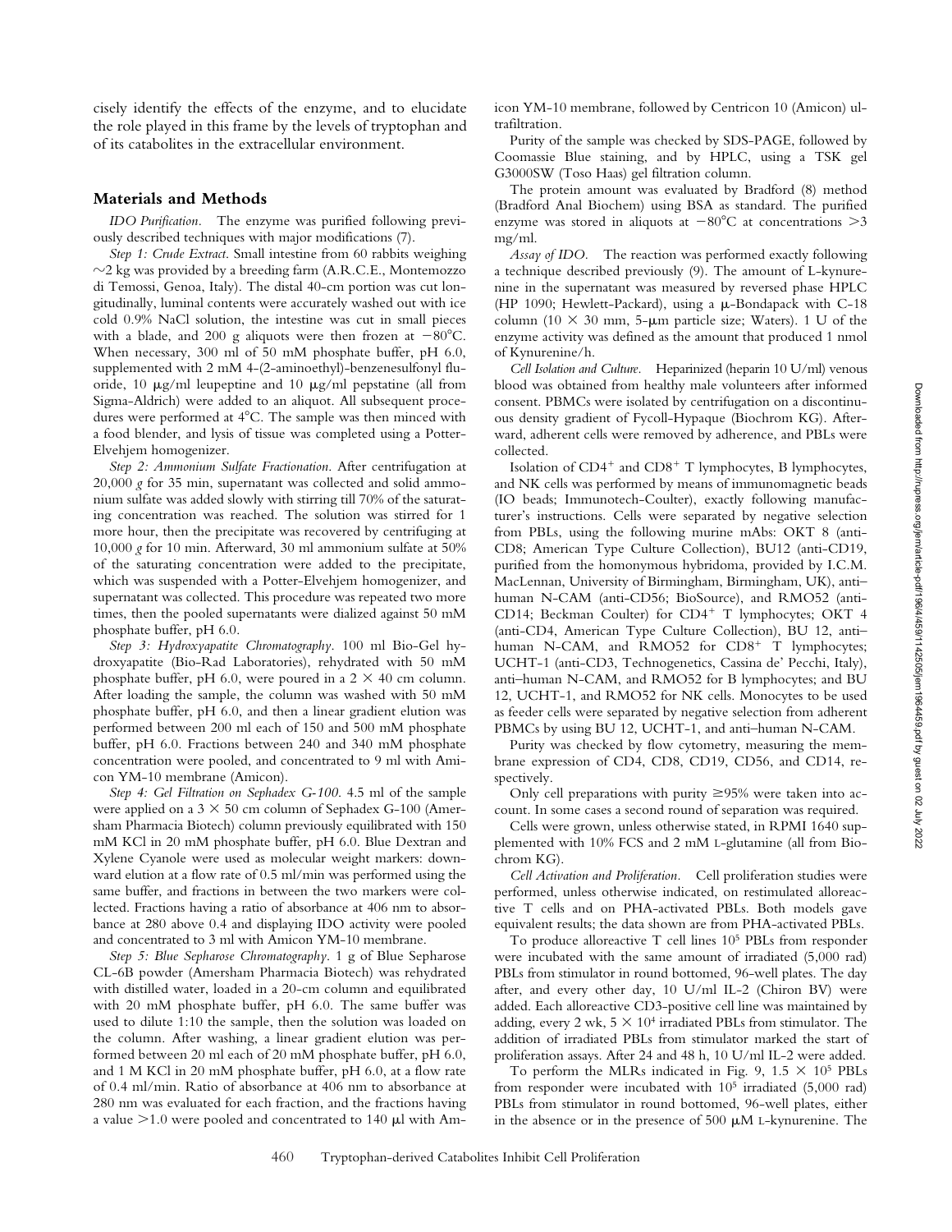cisely identify the effects of the enzyme, and to elucidate the role played in this frame by the levels of tryptophan and of its catabolites in the extracellular environment.

## Materials and Methods

*IDO Purification.* The enzyme was purified following previously described techniques with major modifications (7).

*Step 1: Crude Extract.* Small intestine from 60 rabbits weighing ~2 kg was provided by a breeding farm (A.R.C.E., Montemozzo di Temossi, Genoa, Italy). The distal 40-cm portion was cut longitudinally, luminal contents were accurately washed out with ice cold 0.9% NaCl solution, the intestine was cut in small pieces with a blade, and 200 g aliquots were then frozen at −80°C. When necessary, 300 ml of 50 mM phosphate buffer, pH 6.0, supplemented with 2 mM 4-(2-aminoethyl)-benzenesulfonyl fluoride, 10 μg/ml leupeptine and 10 μg/ml pepstatine (all from Sigma-Aldrich) were added to an aliquot. All subsequent procedures were performed at 4°C. The sample was then minced with a food blender, and lysis of tissue was completed using a Potter-Elvehjem homogenizer.

*Step 2: Ammonium Sulfate Fractionation.* After centrifugation at 20,000 *g* for 35 min, supernatant was collected and solid ammonium sulfate was added slowly with stirring till 70% of the saturating concentration was reached. The solution was stirred for 1 more hour, then the precipitate was recovered by centrifuging at 10,000 *g* for 10 min. Afterward, 30 ml ammonium sulfate at 50% of the saturating concentration were added to the precipitate, which was suspended with a Potter-Elvehjem homogenizer, and supernatant was collected. This procedure was repeated two more times, then the pooled supernatants were dialized against 50 mM phosphate buffer, pH 6.0.

*Step 3: Hydroxyapatite Chromatography.* 100 ml Bio-Gel hydroxyapatite (Bio-Rad Laboratories), rehydrated with 50 mM phosphate buffer, pH 6.0, were poured in a 2 × 40 cm column. After loading the sample, the column was washed with 50 mM phosphate buffer, pH 6.0, and then a linear gradient elution was performed between 200 ml each of 150 and 500 mM phosphate buffer, pH 6.0. Fractions between 240 and 340 mM phosphate concentration were pooled, and concentrated to 9 ml with Amicon YM-10 membrane (Amicon).

*Step 4: Gel Filtration on Sephadex G-100.* 4.5 ml of the sample were applied on a 3 × 50 cm column of Sephadex G-100 (Amersham Pharmacia Biotech) column previously equilibrated with 150 mM KCl in 20 mM phosphate buffer, pH 6.0. Blue Dextran and Xylene Cyanole were used as molecular weight markers: downward elution at a flow rate of 0.5 ml/min was performed using the same buffer, and fractions in between the two markers were collected. Fractions having a ratio of absorbance at 406 nm to absorbance at 280 above 0.4 and displaying IDO activity were pooled and concentrated to 3 ml with Amicon YM-10 membrane.

*Step 5: Blue Sepharose Chromatography.* 1 g of Blue Sepharose CL-6B powder (Amersham Pharmacia Biotech) was rehydrated with distilled water, loaded in a 20-cm column and equilibrated with 20 mM phosphate buffer, pH 6.0. The same buffer was used to dilute 1:10 the sample, then the solution was loaded on the column. After washing, a linear gradient elution was performed between 20 ml each of 20 mM phosphate buffer, pH 6.0, and 1 M KCl in 20 mM phosphate buffer, pH 6.0, at a flow rate of 0.4 ml/min. Ratio of absorbance at 406 nm to absorbance at 280 nm was evaluated for each fraction, and the fractions having a value >1.0 were pooled and concentrated to 140 μl with Amicon YM-10 membrane, followed by Centricon 10 (Amicon) ultrafiltration.

Purity of the sample was checked by SDS-PAGE, followed by Coomassie Blue staining, and by HPLC, using a TSK gel G3000SW (Toso Haas) gel filtration column.

The protein amount was evaluated by Bradford (8) method (Bradford Anal Biochem) using BSA as standard. The purified enzyme was stored in aliquots at −80°C at concentrations >3 mg/ml.

*Assay of IDO.* The reaction was performed exactly following a technique described previously (9). The amount of L-kynurenine in the supernatant was measured by reversed phase HPLC (HP 1090; Hewlett-Packard), using a μ-Bondapack with C-18 column (10 × 30 mm, 5-μm particle size; Waters). 1 U of the enzyme activity was defined as the amount that produced 1 nmol of Kynurenine/h.

*Cell Isolation and Culture.* Heparinized (heparin 10 U/ml) venous blood was obtained from healthy male volunteers after informed consent. PBMCs were isolated by centrifugation on a discontinuous density gradient of Fycoll-Hypaque (Biochrom KG). Afterward, adherent cells were removed by adherence, and PBLs were collected.

Isolation of $CD4^+$ and $CD8^+$ T lymphocytes, B lymphocytes, and NK cells was performed by means of immunomagnetic beads (IO beads; Immunotech-Coulter), exactly following manufacturer's instructions. Cells were separated by negative selection from PBLs, using the following murine mAbs: OKT 8 (anti-CD8; American Type Culture Collection), BU12 (anti-CD19, purified from the homonymous hybridoma, provided by I.C.M. MacLennan, University of Birmingham, Birmingham, UK), anti–human N-CAM (anti-CD56; BioSource), and RMO52 (anti-CD14; Beckman Coulter) for $CD4^+$ T lymphocytes; OKT 4 (anti-CD4, American Type Culture Collection), BU 12, anti–human N-CAM, and RMO52 for $CD8^+$ T lymphocytes; UCHT-1 (anti-CD3, Technogenetics, Cassina de' Pecchi, Italy), anti–human N-CAM, and RMO52 for B lymphocytes; and BU 12, UCHT-1, and RMO52 for NK cells. Monocytes to be used as feeder cells were separated by negative selection from adherent PBMCs by using BU 12, UCHT-1, and anti–human N-CAM.

Purity was checked by flow cytometry, measuring the membrane expression of CD4, CD8, CD19, CD56, and CD14, respectively.

Only cell preparations with purity ≥95% were taken into account. In some cases a second round of separation was required.

Cells were grown, unless otherwise stated, in RPMI 1640 supplemented with 10% FCS and 2 mM L-glutamine (all from Biochrom KG).

*Cell Activation and Proliferation.* Cell proliferation studies were performed, unless otherwise indicated, on restimulated alloreactive T cells and on PHA-activated PBLs. Both models gave equivalent results; the data shown are from PHA-activated PBLs.

To produce alloreactive T cell lines $10^5$ PBLs from responder were incubated with the same amount of irradiated (5,000 rad) PBLs from stimulator in round bottomed, 96-well plates. The day after, and every other day, 10 U/ml IL-2 (Chiron BV) were added. Each alloreactive CD3-positive cell line was maintained by adding, every 2 wk, $5 \times 10^4$ irradiated PBLs from stimulator. The addition of irradiated PBLs from stimulator marked the start of proliferation assays. After 24 and 48 h, 10 U/ml IL-2 were added.

To perform the MLRs indicated in Fig. 9, $1.5 \times 10^5$ PBLs from responder were incubated with $10^5$ irradiated (5,000 rad) PBLs from stimulator in round bottomed, 96-well plates, either in the absence or in the presence of 500 μM L-kynurenine. The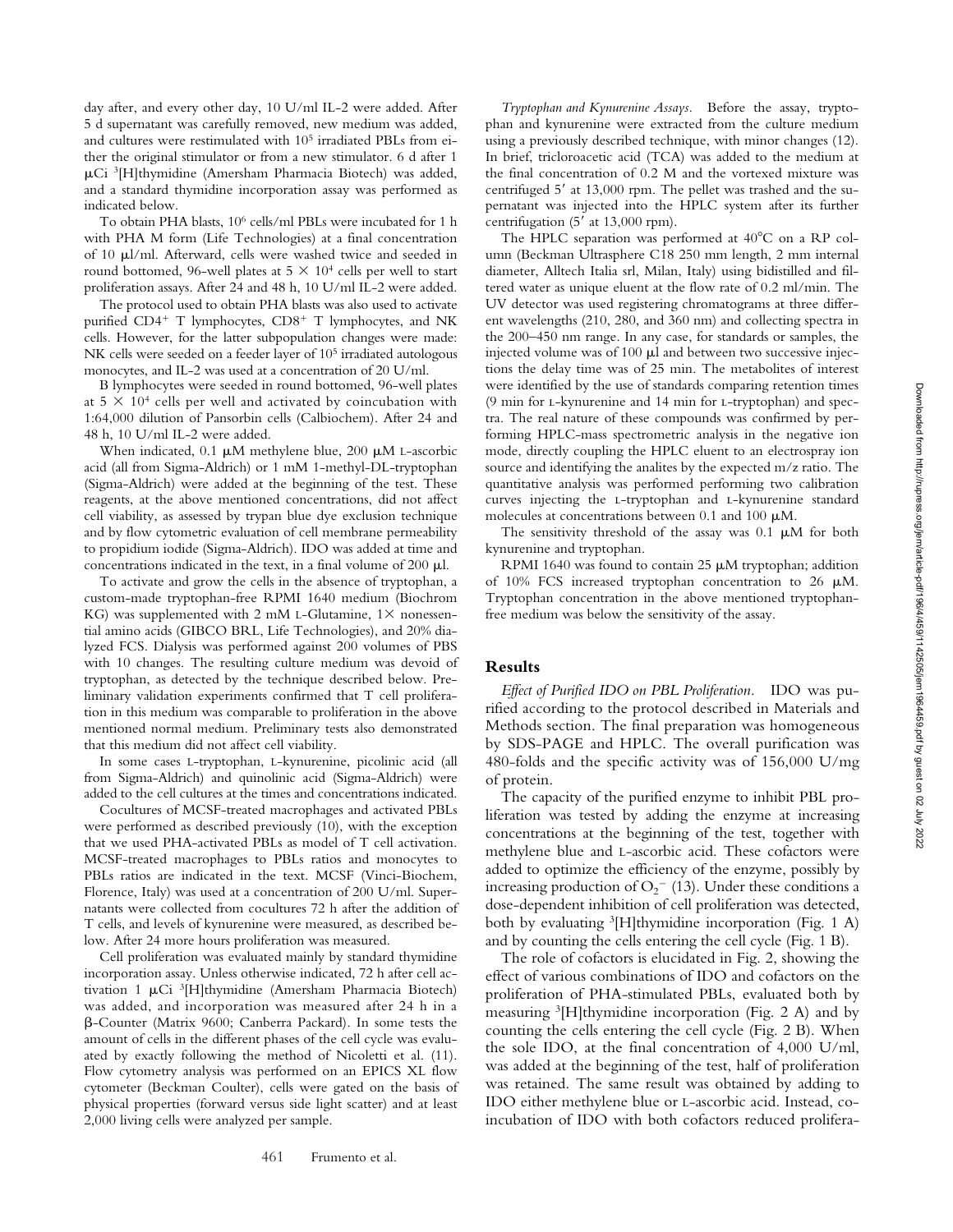day after, and every other day, 10 U/ml IL-2 were added. After 5 d supernatant was carefully removed, new medium was added, and cultures were restimulated with $10^5$ irradiated PBLs from either the original stimulator or from a new stimulator. 6 d after 1 μCi $^3$[H]thymidine (Amersham Pharmacia Biotech) was added, and a standard thymidine incorporation assay was performed as indicated below.

To obtain PHA blasts, $10^6$ cells/ml PBLs were incubated for 1 h with PHA M form (Life Technologies) at a final concentration of 10 μl/ml. Afterward, cells were washed twice and seeded in round bottomed, 96-well plates at $5 \times 10^4$ cells per well to start proliferation assays. After 24 and 48 h, 10 U/ml IL-2 were added.

The protocol used to obtain PHA blasts was also used to activate purified CD4$^+$ T lymphocytes, CD8$^+$ T lymphocytes, and NK cells. However, for the latter subpopulation changes were made: NK cells were seeded on a feeder layer of $10^5$ irradiated autologous monocytes, and IL-2 was used at a concentration of 20 U/ml.

B lymphocytes were seeded in round bottomed, 96-well plates at $5 \times 10^4$ cells per well and activated by coincubation with 1:64,000 dilution of Pansorbin cells (Calbiochem). After 24 and 48 h, 10 U/ml IL-2 were added.

When indicated, 0.1 μM methylene blue, 200 μM L-ascorbic acid (all from Sigma-Aldrich) or 1 mM 1-methyl-DL-tryptophan (Sigma-Aldrich) were added at the beginning of the test. These reagents, at the above mentioned concentrations, did not affect cell viability, as assessed by trypan blue dye exclusion technique and by flow cytometric evaluation of cell membrane permeability to propidium iodide (Sigma-Aldrich). IDO was added at time and concentrations indicated in the text, in a final volume of 200 μl.

To activate and grow the cells in the absence of tryptophan, a custom-made tryptophan-free RPMI 1640 medium (Biochrom KG) was supplemented with 2 mM L-Glutamine, 1× nonessential amino acids (GIBCO BRL, Life Technologies), and 20% dialyzed FCS. Dialysis was performed against 200 volumes of PBS with 10 changes. The resulting culture medium was devoid of tryptophan, as detected by the technique described below. Preliminary validation experiments confirmed that T cell proliferation in this medium was comparable to proliferation in the above mentioned normal medium. Preliminary tests also demonstrated that this medium did not affect cell viability.

In some cases L-tryptophan, L-kynurenine, picolinic acid (all from Sigma-Aldrich) and quinolinic acid (Sigma-Aldrich) were added to the cell cultures at the times and concentrations indicated.

Cocultures of MCSF-treated macrophages and activated PBLs were performed as described previously (10), with the exception that we used PHA-activated PBLs as model of T cell activation. MCSF-treated macrophages to PBLs ratios and monocytes to PBLs ratios are indicated in the text. MCSF (Vinci-Biochem, Florence, Italy) was used at a concentration of 200 U/ml. Supernatants were collected from cocultures 72 h after the addition of T cells, and levels of kynurenine were measured, as described below. After 24 more hours proliferation was measured.

Cell proliferation was evaluated mainly by standard thymidine incorporation assay. Unless otherwise indicated, 72 h after cell activation 1 μCi $^3$[H]thymidine (Amersham Pharmacia Biotech) was added, and incorporation was measured after 24 h in a β-Counter (Matrix 9600; Canberra Packard). In some tests the amount of cells in the different phases of the cell cycle was evaluated by exactly following the method of Nicoletti et al. (11). Flow cytometry analysis was performed on an EPICS XL flow cytometer (Beckman Coulter), cells were gated on the basis of physical properties (forward versus side light scatter) and at least 2,000 living cells were analyzed per sample.

*Tryptophan and Kynurenine Assays.* Before the assay, tryptophan and kynurenine were extracted from the culture medium using a previously described technique, with minor changes (12). In brief, tricloroacetic acid (TCA) was added to the medium at the final concentration of 0.2 M and the vortexed mixture was centrifuged 5′ at 13,000 rpm. The pellet was trashed and the supernatant was injected into the HPLC system after its further centrifugation (5′ at 13,000 rpm).

The HPLC separation was performed at 40°C on a RP column (Beckman Ultrasphere C18 250 mm length, 2 mm internal diameter, Alltech Italia srl, Milan, Italy) using bidistilled and filtered water as unique eluent at the flow rate of 0.2 ml/min. The UV detector was used registering chromatograms at three different wavelengths (210, 280, and 360 nm) and collecting spectra in the 200–450 nm range. In any case, for standards or samples, the injected volume was of 100 μl and between two successive injections the delay time was of 25 min. The metabolites of interest were identified by the use of standards comparing retention times (9 min for L-kynurenine and 14 min for L-tryptophan) and spectra. The real nature of these compounds was confirmed by performing HPLC-mass spectrometric analysis in the negative ion mode, directly coupling the HPLC eluent to an electrospray ion source and identifying the analites by the expected m/z ratio. The quantitative analysis was performed performing two calibration curves injecting the L-tryptophan and L-kynurenine standard molecules at concentrations between 0.1 and 100 μM.

The sensitivity threshold of the assay was 0.1 μM for both kynurenine and tryptophan.

RPMI 1640 was found to contain 25 μM tryptophan; addition of 10% FCS increased tryptophan concentration to 26 μM. Tryptophan concentration in the above mentioned tryptophan-free medium was below the sensitivity of the assay.

## Results

*Effect of Purified IDO on PBL Proliferation.* IDO was purified according to the protocol described in Materials and Methods section. The final preparation was homogeneous by SDS-PAGE and HPLC. The overall purification was 480-folds and the specific activity was of 156,000 U/mg of protein.

The capacity of the purified enzyme to inhibit PBL proliferation was tested by adding the enzyme at increasing concentrations at the beginning of the test, together with methylene blue and L-ascorbic acid. These cofactors were added to optimize the efficiency of the enzyme, possibly by increasing production of $O_2^-$ (13). Under these conditions a dose-dependent inhibition of cell proliferation was detected, both by evaluating $^3$[H]thymidine incorporation (Fig. 1 A) and by counting the cells entering the cell cycle (Fig. 1 B).

The role of cofactors is elucidated in Fig. 2, showing the effect of various combinations of IDO and cofactors on the proliferation of PHA-stimulated PBLs, evaluated both by measuring $^3$[H]thymidine incorporation (Fig. 2 A) and by counting the cells entering the cell cycle (Fig. 2 B). When the sole IDO, at the final concentration of 4,000 U/ml, was added at the beginning of the test, half of proliferation was retained. The same result was obtained by adding to IDO either methylene blue or L-ascorbic acid. Instead, coincubation of IDO with both cofactors reduced prolifera-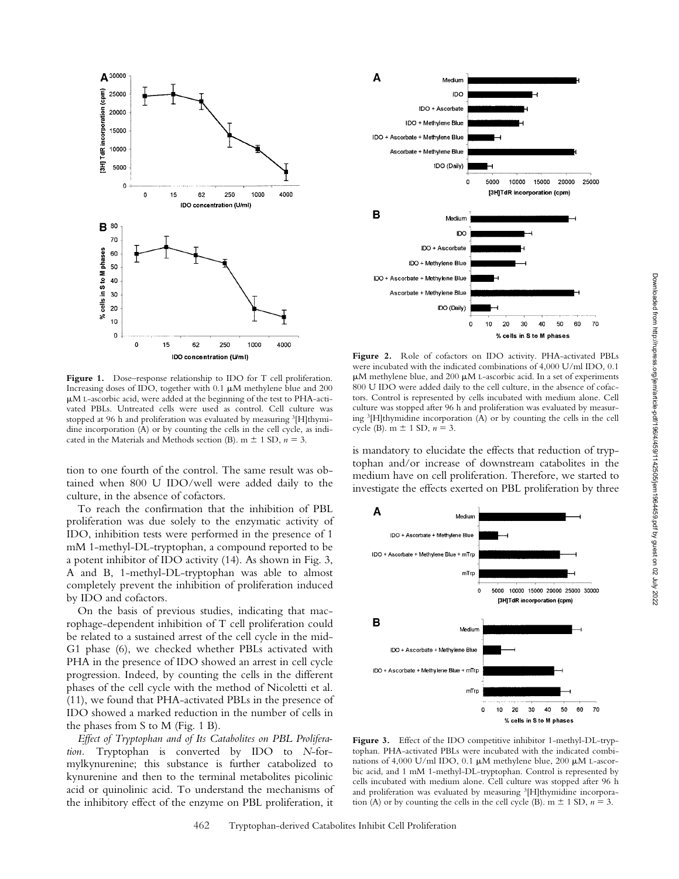**Figure 1.** Dose–response relationship to IDO for T cell proliferation. Increasing doses of IDO, together with 0.1 μM methylene blue and 200 μM L-ascorbic acid, were added at the beginning of the test to PHA-activated PBLs. Untreated cells were used as control. Cell culture was stopped at 96 h and proliferation was evaluated by measuring $^{3}$[H]thymidine incorporation (A) or by counting the cells in the cell cycle, as indicated in the Materials and Methods section (B). m ± 1 SD, $n = 3$.

**Figure 2.** Role of cofactors on IDO activity. PHA-activated PBLs were incubated with the indicated combinations of 4,000 U/ml IDO, 0.1 μM methylene blue, and 200 μM L-ascorbic acid. In a set of experiments 800 U IDO were added daily to the cell culture, in the absence of cofactors. Control is represented by cells incubated with medium alone. Cell culture was stopped after 96 h and proliferation was evaluated by measuring $^{3}$[H]thymidine incorporation (A) or by counting the cells in the cell cycle (B). m ± 1 SD, $n = 3$.

tion to one fourth of the control. The same result was obtained when 800 U IDO/well were added daily to the culture, in the absence of cofactors.

To reach the confirmation that the inhibition of PBL proliferation was due solely to the enzymatic activity of IDO, inhibition tests were performed in the presence of 1 mM 1-methyl-DL-tryptophan, a compound reported to be a potent inhibitor of IDO activity (14). As shown in Fig. 3, A and B, 1-methyl-DL-tryptophan was able to almost completely prevent the inhibition of proliferation induced by IDO and cofactors.

On the basis of previous studies, indicating that macrophage-dependent inhibition of T cell proliferation could be related to a sustained arrest of the cell cycle in the mid-G1 phase (6), we checked whether PBLs activated with PHA in the presence of IDO showed an arrest in cell cycle progression. Indeed, by counting the cells in the different phases of the cell cycle with the method of Nicoletti et al. (11), we found that PHA-activated PBLs in the presence of IDO showed a marked reduction in the number of cells in the phases from S to M (Fig. 1 B).

*Effect of Tryptophan and of Its Catabolites on PBL Proliferation.* Tryptophan is converted by IDO to *N*-formylkynurenine; this substance is further catabolized to kynurenine and then to the terminal metabolites picolinic acid or quinolinic acid. To understand the mechanisms of the inhibitory effect of the enzyme on PBL proliferation, it is mandatory to elucidate the effects that reduction of tryptophan and/or increase of downstream catabolites in the medium have on cell proliferation. Therefore, we started to investigate the effects exerted on PBL proliferation by three

**Figure 3.** Effect of the IDO competitive inhibitor 1-methyl-DL-tryptophan. PHA-activated PBLs were incubated with the indicated combinations of 4,000 U/ml IDO, 0.1 μM methylene blue, 200 μM L-ascorbic acid, and 1 mM 1-methyl-DL-tryptophan. Control is represented by cells incubated with medium alone. Cell culture was stopped after 96 h and proliferation was evaluated by measuring $^{3}$[H]thymidine incorporation (A) or by counting the cells in the cell cycle (B). m ± 1 SD, $n = 3$.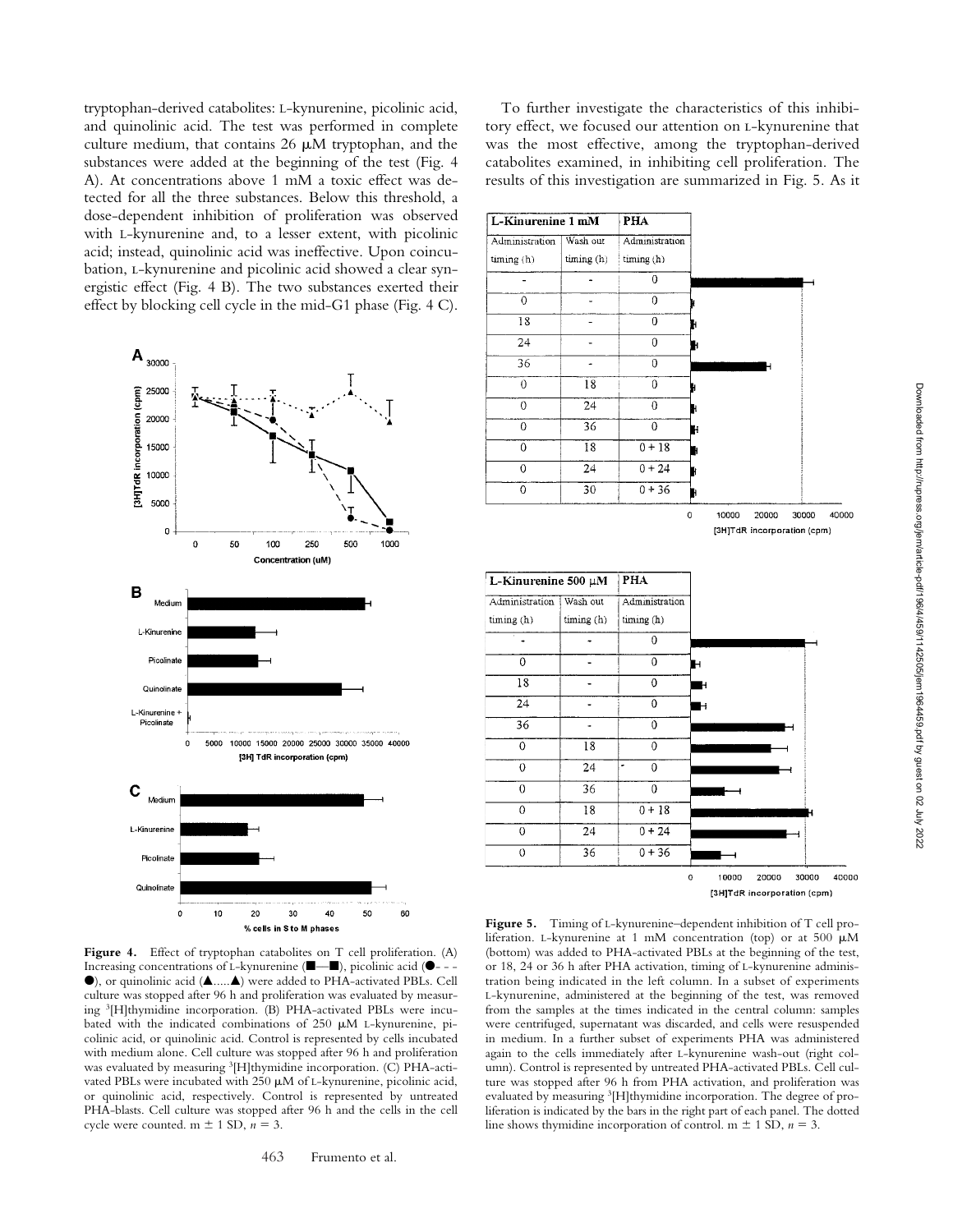tryptophan-derived catabolites: L-kynurenine, picolinic acid, and quinolinic acid. The test was performed in complete culture medium, that contains 26 μM tryptophan, and the substances were added at the beginning of the test (Fig. 4 A). At concentrations above 1 mM a toxic effect was detected for all the three substances. Below this threshold, a dose-dependent inhibition of proliferation was observed with L-kynurenine and, to a lesser extent, with picolinic acid; instead, quinolinic acid was ineffective. Upon coincubation, L-kynurenine and picolinic acid showed a clear synergistic effect (Fig. 4 B). The two substances exerted their effect by blocking cell cycle in the mid-G1 phase (Fig. 4 C).

**Figure 4.** Effect of tryptophan catabolites on T cell proliferation. (A) Increasing concentrations of L-kynurenine (■—■), picolinic acid (●- - -●), or quinolinic acid (▲.....▲) were added to PHA-activated PBLs. Cell culture was stopped after 96 h and proliferation was evaluated by measuring [3H]thymidine incorporation. (B) PHA-activated PBLs were incubated with the indicated combinations of 250 μM L-kynurenine, picolinic acid, or quinolinic acid. Control is represented by cells incubated with medium alone. Cell culture was stopped after 96 h and proliferation was evaluated by measuring [3H]thymidine incorporation. (C) PHA-activated PBLs were incubated with 250 μM of L-kynurenine, picolinic acid, or quinolinic acid, respectively. Control is represented by untreated PHA-blasts. Cell culture was stopped after 96 h and the cells in the cell cycle were counted. m ± 1 SD, $n = 3$.

To further investigate the characteristics of this inhibitory effect, we focused our attention on L-kynurenine that was the most effective, among the tryptophan-derived catabolites examined, in inhibiting cell proliferation. The results of this investigation are summarized in Fig. 5. As it

| L-Kinurenine 1 mM | | PHA |
|---|---|---|
| Administration timing (h) | Wash out timing (h) | Administration timing (h) |
| - | - | 0 |
| 0 | - | 0 |
| 18 | - | 0 |
| 24 | - | 0 |
| 36 | - | 0 |
| 0 | 18 | 0 |
| 0 | 24 | 0 |
| 0 | 36 | 0 |
| 0 | 18 | 0 + 18 |
| 0 | 24 | 0 + 24 |
| 0 | 30 | 0 + 36 |

| L-Kinurenine 500 μM | | PHA |
|---|---|---|
| Administration timing (h) | Wash out timing (h) | Administration timing (h) |
| - | - | 0 |
| 0 | - | 0 |
| 18 | - | 0 |
| 24 | - | 0 |
| 36 | - | 0 |
| 0 | 18 | 0 |
| 0 | 24 | 0 |
| 0 | 36 | 0 |
| 0 | 18 | 0 + 18 |
| 0 | 24 | 0 + 24 |
| 0 | 36 | 0 + 36 |

**Figure 5.** Timing of L-kynurenine–dependent inhibition of T cell proliferation. L-kynurenine at 1 mM concentration (top) or at 500 μM (bottom) was added to PHA-activated PBLs at the beginning of the test, or 18, 24 or 36 h after PHA activation, timing of L-kynurenine administration being indicated in the left column. In a subset of experiments L-kynurenine, administered at the beginning of the test, was removed from the samples at the times indicated in the central column: samples were centrifuged, supernatant was discarded, and cells were resuspended in medium. In a further subset of experiments PHA was administered again to the cells immediately after L-kynurenine wash-out (right column). Control is represented by untreated PHA-activated PBLs. Cell culture was stopped after 96 h from PHA activation, and proliferation was evaluated by measuring [3H]thymidine incorporation. The degree of proliferation is indicated by the bars in the right part of each panel. The dotted line shows thymidine incorporation of control. m ± 1 SD, $n = 3$.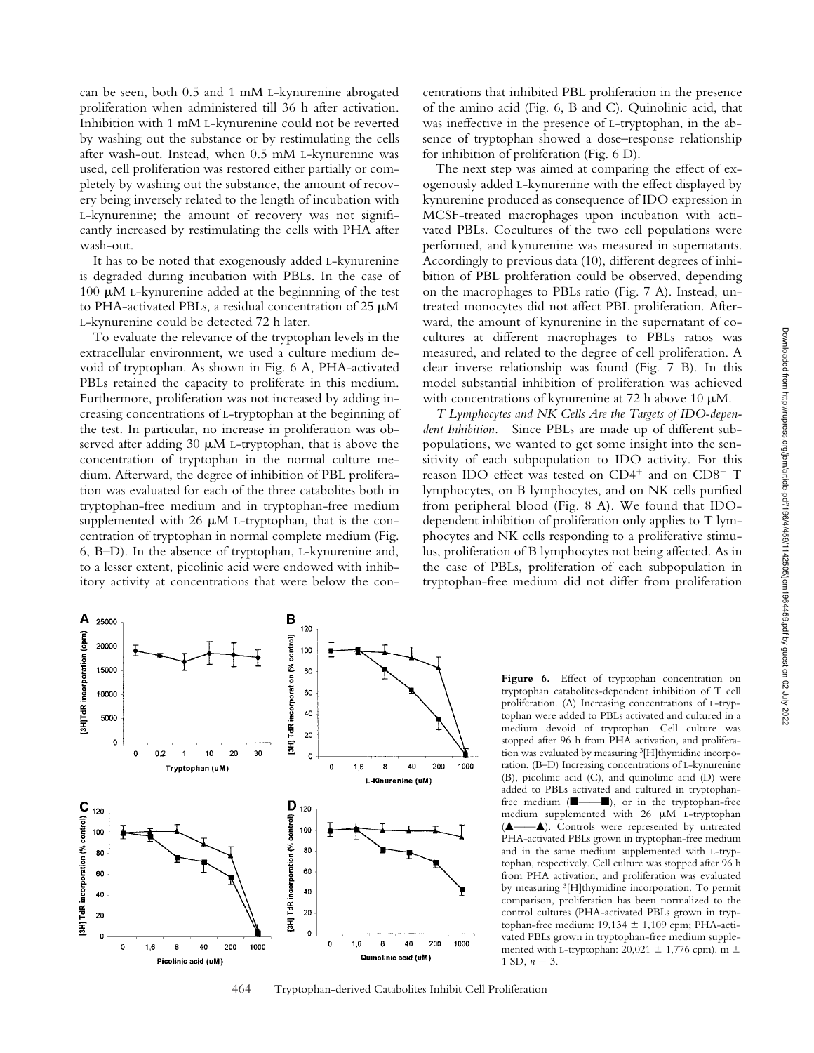can be seen, both 0.5 and 1 mM L-kynurenine abrogated proliferation when administered till 36 h after activation. Inhibition with 1 mM L-kynurenine could not be reverted by washing out the substance or by restimulating the cells after wash-out. Instead, when 0.5 mM L-kynurenine was used, cell proliferation was restored either partially or completely by washing out the substance, the amount of recovery being inversely related to the length of incubation with L-kynurenine; the amount of recovery was not significantly increased by restimulating the cells with PHA after wash-out.

It has to be noted that exogenously added L-kynurenine is degraded during incubation with PBLs. In the case of 100 μM L-kynurenine added at the beginnning of the test to PHA-activated PBLs, a residual concentration of 25 μM L-kynurenine could be detected 72 h later.

To evaluate the relevance of the tryptophan levels in the extracellular environment, we used a culture medium devoid of tryptophan. As shown in Fig. 6 A, PHA-activated PBLs retained the capacity to proliferate in this medium. Furthermore, proliferation was not increased by adding increasing concentrations of L-tryptophan at the beginning of the test. In particular, no increase in proliferation was observed after adding 30 μM L-tryptophan, that is above the concentration of tryptophan in the normal culture medium. Afterward, the degree of inhibition of PBL proliferation was evaluated for each of the three catabolites both in tryptophan-free medium and in tryptophan-free medium supplemented with 26 μM L-tryptophan, that is the concentration of tryptophan in normal complete medium (Fig. 6, B–D). In the absence of tryptophan, L-kynurenine and, to a lesser extent, picolinic acid were endowed with inhibitory activity at concentrations that were below the concentrations that inhibited PBL proliferation in the presence of the amino acid (Fig. 6, B and C). Quinolinic acid, that was ineffective in the presence of L-tryptophan, in the absence of tryptophan showed a dose–response relationship for inhibition of proliferation (Fig. 6 D).

The next step was aimed at comparing the effect of exogenously added L-kynurenine with the effect displayed by kynurenine produced as consequence of IDO expression in MCSF-treated macrophages upon incubation with activated PBLs. Cocultures of the two cell populations were performed, and kynurenine was measured in supernatants. Accordingly to previous data (10), different degrees of inhibition of PBL proliferation could be observed, depending on the macrophages to PBLs ratio (Fig. 7 A). Instead, untreated monocytes did not affect PBL proliferation. Afterward, the amount of kynurenine in the supernatant of cocultures at different macrophages to PBLs ratios was measured, and related to the degree of cell proliferation. A clear inverse relationship was found (Fig. 7 B). In this model substantial inhibition of proliferation was achieved with concentrations of kynurenine at 72 h above 10 μM.

*T Lymphocytes and NK Cells Are the Targets of IDO-dependent Inhibition.* Since PBLs are made up of different subpopulations, we wanted to get some insight into the sensitivity of each subpopulation to IDO activity. For this reason IDO effect was tested on $CD4^+$ and on $CD8^+$ T lymphocytes, on B lymphocytes, and on NK cells purified from peripheral blood (Fig. 8 A). We found that IDO-dependent inhibition of proliferation only applies to T lymphocytes and NK cells responding to a proliferative stimulus, proliferation of B lymphocytes not being affected. As in the case of PBLs, proliferation of each subpopulation in tryptophan-free medium did not differ from proliferation

**Figure 6.** Effect of tryptophan concentration on tryptophan catabolites-dependent inhibition of T cell proliferation. (A) Increasing concentrations of L-tryptophan were added to PBLs activated and cultured in a medium devoid of tryptophan. Cell culture was stopped after 96 h from PHA activation, and proliferation was evaluated by measuring [3]H]thymidine incorporation. (B–D) Increasing concentrations of L-kynurenine (B), picolinic acid (C), and quinolinic acid (D) were added to PBLs activated and cultured in tryptophan-free medium (■——■), or in the tryptophan-free medium supplemented with 26 μM L-tryptophan (▲——▲). Controls were represented by untreated PHA-activated PBLs grown in tryptophan-free medium and in the same medium supplemented with L-tryptophan, respectively. Cell culture was stopped after 96 h from PHA activation, and proliferation was evaluated by measuring [3]H]thymidine incorporation. To permit comparison, proliferation has been normalized to the control cultures (PHA-activated PBLs grown in tryptophan-free medium: 19,134 ± 1,109 cpm; PHA-activated PBLs grown in tryptophan-free medium supplemented with L-tryptophan: 20,021 ± 1,776 cpm). m ± 1 SD, $n = 3$.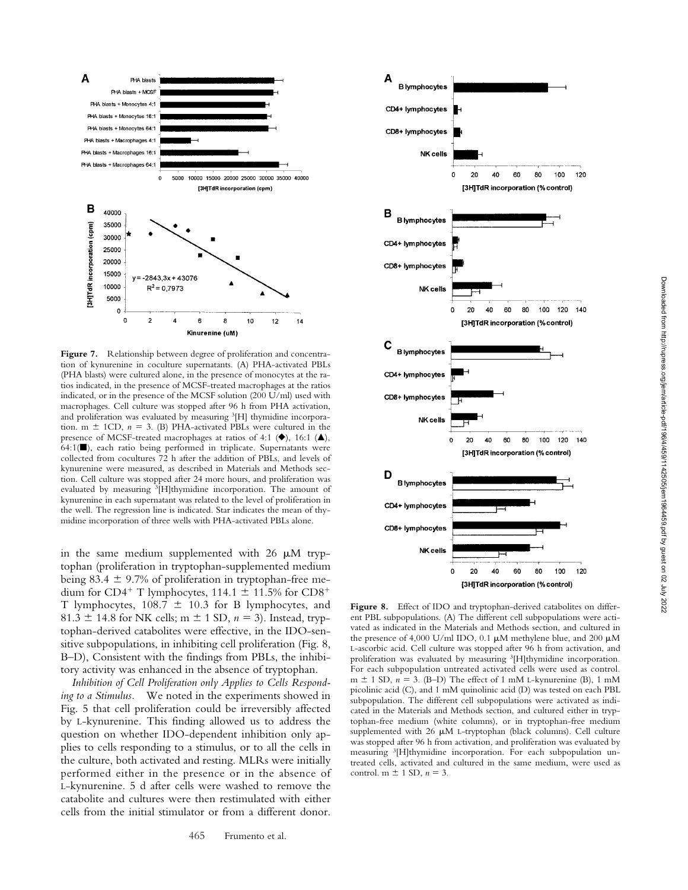**Figure 7.** Relationship between degree of proliferation and concentration of kynurenine in coculture supernatants. (A) PHA-activated PBLs (PHA blasts) were cultured alone, in the presence of monocytes at the ratios indicated, in the presence of MCSF-treated macrophages at the ratios indicated, or in the presence of the MCSF solution (200 U/ml) used with macrophages. Cell culture was stopped after 96 h from PHA activation, and proliferation was evaluated by measuring $^{3}$[H] thymidine incorporation. m ± 1CD, $n = 3$. (B) PHA-activated PBLs were cultured in the presence of MCSF-treated macrophages at ratios of 4:1 (◆), 16:1 (▲), 64:1(■), each ratio being performed in triplicate. Supernatants were collected from cocultures 72 h after the addition of PBLs, and levels of kynurenine were measured, as described in Materials and Methods section. Cell culture was stopped after 24 more hours, and proliferation was evaluated by measuring $^{3}$[H]thymidine incorporation. The amount of kynurenine in each supernatant was related to the level of proliferation in the well. The regression line is indicated. Star indicates the mean of thymidine incorporation of three wells with PHA-activated PBLs alone.

in the same medium supplemented with 26 μM tryptophan (proliferation in tryptophan-supplemented medium being 83.4 ± 9.7% of proliferation in tryptophan-free medium for $CD4^{+}$ T lymphocytes, 114.1 ± 11.5% for $CD8^{+}$ T lymphocytes, 108.7 ± 10.3 for B lymphocytes, and 81.3 ± 14.8 for NK cells; m ± 1 SD, $n = 3$). Instead, tryptophan-derived catabolites were effective, in the IDO-sensitive subpopulations, in inhibiting cell proliferation (Fig. 8, B–D), Consistent with the findings from PBLs, the inhibitory activity was enhanced in the absence of tryptophan.

*Inhibition of Cell Proliferation only Applies to Cells Responding to a Stimulus.* We noted in the experiments showed in Fig. 5 that cell proliferation could be irreversibly affected by L-kynurenine. This finding allowed us to address the question on whether IDO-dependent inhibition only applies to cells responding to a stimulus, or to all the cells in the culture, both activated and resting. MLRs were initially performed either in the presence or in the absence of L-kynurenine. 5 d after cells were washed to remove the catabolite and cultures were then restimulated with either cells from the initial stimulator or from a different donor.

**Figure 8.** Effect of IDO and tryptophan-derived catabolites on different PBL subpopulations. (A) The different cell subpopulations were activated as indicated in the Materials and Methods section, and cultured in the presence of 4,000 U/ml IDO, 0.1 μM methylene blue, and 200 μM L-ascorbic acid. Cell culture was stopped after 96 h from activation, and proliferation was evaluated by measuring $^{3}$[H]thymidine incorporation. For each subpopulation untreated activated cells were used as control. m ± 1 SD, $n = 3$. (B–D) The effect of 1 mM L-kynurenine (B), 1 mM picolinic acid (C), and 1 mM quinolinic acid (D) was tested on each PBL subpopulation. The different cell subpopulations were activated as indicated in the Materials and Methods section, and cultured either in tryptophan-free medium (white columns), or in tryptophan-free medium supplemented with 26 μM L-tryptophan (black columns). Cell culture was stopped after 96 h from activation, and proliferation was evaluated by measuring $^{3}$[H]thymidine incorporation. For each subpopulation untreated cells, activated and cultured in the same medium, were used as control. m ± 1 SD, $n = 3$.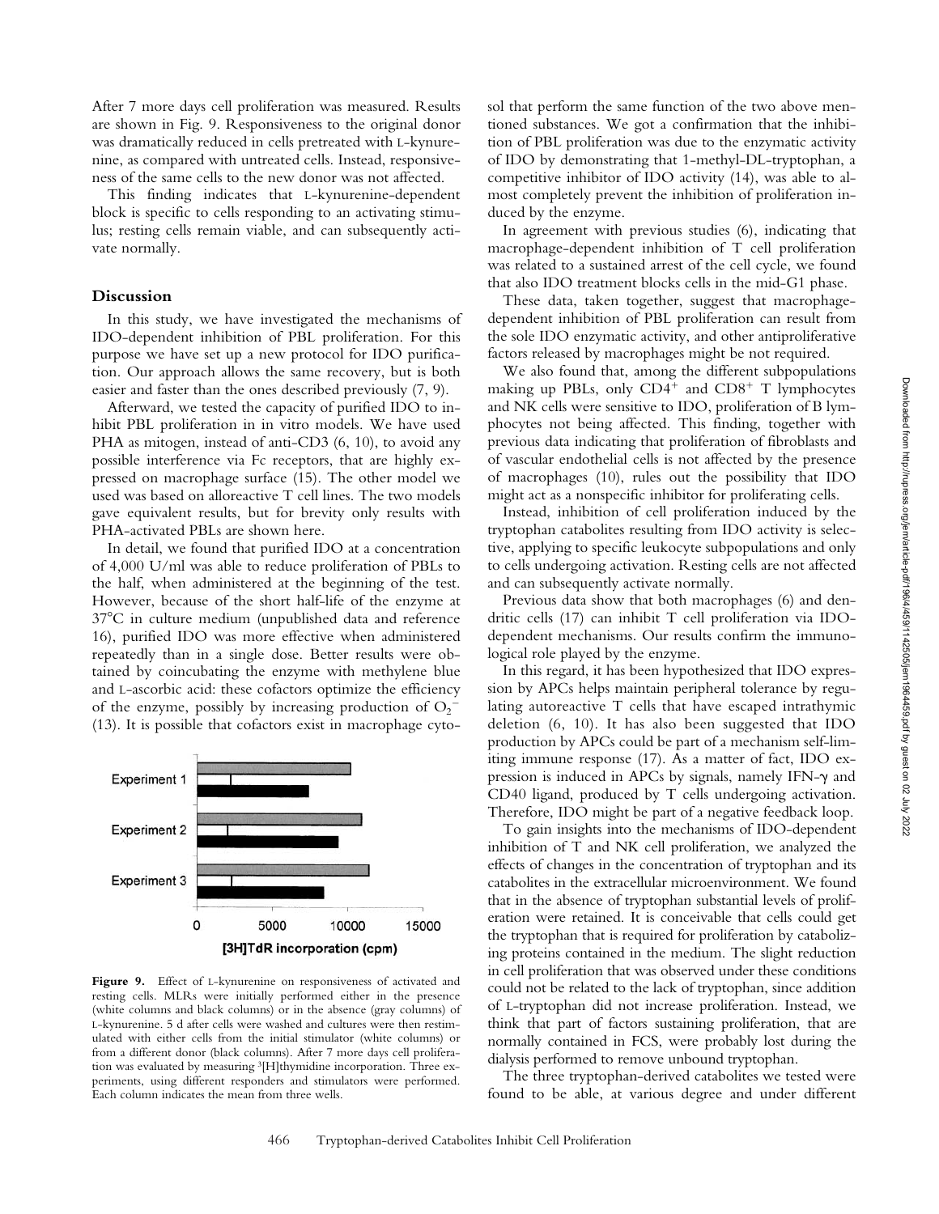After 7 more days cell proliferation was measured. Results are shown in Fig. 9. Responsiveness to the original donor was dramatically reduced in cells pretreated with L-kynurenine, as compared with untreated cells. Instead, responsiveness of the same cells to the new donor was not affected.

This finding indicates that L-kynurenine-dependent block is specific to cells responding to an activating stimulus; resting cells remain viable, and can subsequently activate normally.

## Discussion

In this study, we have investigated the mechanisms of IDO-dependent inhibition of PBL proliferation. For this purpose we have set up a new protocol for IDO purification. Our approach allows the same recovery, but is both easier and faster than the ones described previously (7, 9).

Afterward, we tested the capacity of purified IDO to inhibit PBL proliferation in in vitro models. We have used PHA as mitogen, instead of anti-CD3 (6, 10), to avoid any possible interference via Fc receptors, that are highly expressed on macrophage surface (15). The other model we used was based on alloreactive T cell lines. The two models gave equivalent results, but for brevity only results with PHA-activated PBLs are shown here.

In detail, we found that purified IDO at a concentration of 4,000 U/ml was able to reduce proliferation of PBLs to the half, when administered at the beginning of the test. However, because of the short half-life of the enzyme at 37°C in culture medium (unpublished data and reference 16), purified IDO was more effective when administered repeatedly than in a single dose. Better results were obtained by coincubating the enzyme with methylene blue and L-ascorbic acid: these cofactors optimize the efficiency of the enzyme, possibly by increasing production of $O_2^-$ (13). It is possible that cofactors exist in macrophage cytosol that perform the same function of the two above mentioned substances. We got a confirmation that the inhibition of PBL proliferation was due to the enzymatic activity of IDO by demonstrating that 1-methyl-DL-tryptophan, a competitive inhibitor of IDO activity (14), was able to almost completely prevent the inhibition of proliferation induced by the enzyme.

**Figure 9.** Effect of L-kynurenine on responsiveness of activated and resting cells. MLRs were initially performed either in the presence (white columns and black columns) or in the absence (gray columns) of L-kynurenine. 5 d after cells were washed and cultures were then restimulated with either cells from the initial stimulator (white columns) or from a different donor (black columns). After 7 more days cell proliferation was evaluated by measuring [3H]thymidine incorporation. Three experiments, using different responders and stimulators were performed. Each column indicates the mean from three wells.

In agreement with previous studies (6), indicating that macrophage-dependent inhibition of T cell proliferation was related to a sustained arrest of the cell cycle, we found that also IDO treatment blocks cells in the mid-G1 phase.

These data, taken together, suggest that macrophage-dependent inhibition of PBL proliferation can result from the sole IDO enzymatic activity, and other antiproliferative factors released by macrophages might be not required.

We also found that, among the different subpopulations making up PBLs, only $CD4^+$ and $CD8^+$ T lymphocytes and NK cells were sensitive to IDO, proliferation of B lymphocytes not being affected. This finding, together with previous data indicating that proliferation of fibroblasts and of vascular endothelial cells is not affected by the presence of macrophages (10), rules out the possibility that IDO might act as a nonspecific inhibitor for proliferating cells.

Instead, inhibition of cell proliferation induced by the tryptophan catabolites resulting from IDO activity is selective, applying to specific leukocyte subpopulations and only to cells undergoing activation. Resting cells are not affected and can subsequently activate normally.

Previous data show that both macrophages (6) and dendritic cells (17) can inhibit T cell proliferation via IDO-dependent mechanisms. Our results confirm the immunological role played by the enzyme.

In this regard, it has been hypothesized that IDO expression by APCs helps maintain peripheral tolerance by regulating autoreactive T cells that have escaped intrathymic deletion (6, 10). It has also been suggested that IDO production by APCs could be part of a mechanism self-limiting immune response (17). As a matter of fact, IDO expression is induced in APCs by signals, namely IFN-γ and CD40 ligand, produced by T cells undergoing activation. Therefore, IDO might be part of a negative feedback loop.

To gain insights into the mechanisms of IDO-dependent inhibition of T and NK cell proliferation, we analyzed the effects of changes in the concentration of tryptophan and its catabolites in the extracellular microenvironment. We found that in the absence of tryptophan substantial levels of proliferation were retained. It is conceivable that cells could get the tryptophan that is required for proliferation by catabolizing proteins contained in the medium. The slight reduction in cell proliferation that was observed under these conditions could not be related to the lack of tryptophan, since addition of L-tryptophan did not increase proliferation. Instead, we think that part of factors sustaining proliferation, that are normally contained in FCS, were probably lost during the dialysis performed to remove unbound tryptophan.

The three tryptophan-derived catabolites we tested were found to be able, at various degree and under different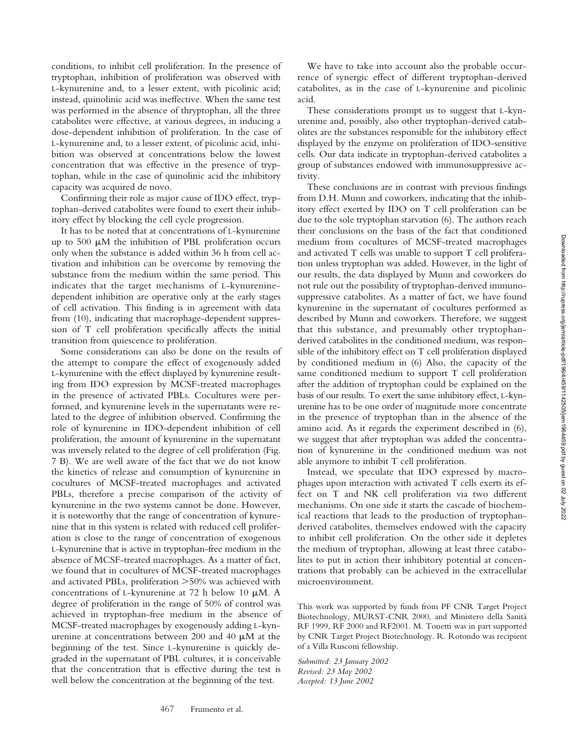conditions, to inhibit cell proliferation. In the presence of tryptophan, inhibition of proliferation was observed with L-kynurenine and, to a lesser extent, with picolinic acid; instead, quinolinic acid was ineffective. When the same test was performed in the absence of thryptophan, all the three catabolites were effective, at various degrees, in inducing a dose-dependent inhibition of proliferation. In the case of L-kynurenine and, to a lesser extent, of picolinic acid, inhibition was observed at concentrations below the lowest concentration that was effective in the presence of tryptophan, while in the case of quinolinic acid the inhibitory capacity was acquired de novo.

Confirming their role as major cause of IDO effect, tryptophan-derived catabolites were found to exert their inhibitory effect by blocking the cell cycle progression.

It has to be noted that at concentrations of L-kynurenine up to 500 μM the inhibition of PBL proliferation occurs only when the substance is added within 36 h from cell activation and inhibition can be overcome by removing the substance from the medium within the same period. This indicates that the target mechanisms of L-kynurenine-dependent inhibition are operative only at the early stages of cell activation. This finding is in agreement with data from (10), indicating that macrophage-dependent suppression of T cell proliferation specifically affects the initial transition from quiescence to proliferation.

Some considerations can also be done on the results of the attempt to compare the effect of exogenously added L-kynurenine with the effect displayed by kynurenine resulting from IDO expression by MCSF-treated macrophages in the presence of activated PBLs. Cocultures were performed, and kynurenine levels in the supernatants were related to the degree of inhibition observed. Confirming the role of kynurenine in IDO-dependent inhibition of cell proliferation, the amount of kynurenine in the supernatant was inversely related to the degree of cell proliferation (Fig. 7 B). We are well aware of the fact that we do not know the kinetics of release and consumption of kynurenine in cocultures of MCSF-treated macrophages and activated PBLs, therefore a precise comparison of the activity of kynurenine in the two systems cannot be done. However, it is noteworthy that the range of concentration of kynurenine that in this system is related with reduced cell proliferation is close to the range of concentration of exogenous L-kynurenine that is active in tryptophan-free medium in the absence of MCSF-treated macrophages. As a matter of fact, we found that in cocultures of MCSF-treated macrophages and activated PBLs, proliferation >50% was achieved with concentrations of L-kynurenine at 72 h below 10 μM. A degree of proliferation in the range of 50% of control was achieved in tryptophan-free medium in the absence of MCSF-treated macrophages by exogenously adding L-kynurenine at concentrations between 200 and 40 μM at the beginning of the test. Since L-kynurenine is quickly degraded in the supernatant of PBL cultures, it is conceivable that the concentration that is effective during the test is well below the concentration at the beginning of the test.

We have to take into account also the probable occurrence of synergic effect of different tryptophan-derived catabolites, as in the case of L-kynurenine and picolinic acid.

These considerations prompt us to suggest that L-kynurenine and, possibly, also other tryptophan-derived catabolites are the substances responsible for the inhibitory effect displayed by the enzyme on proliferation of IDO-sensitive cells. Our data indicate in tryptophan-derived catabolites a group of substances endowed with immunosuppressive activity.

These conclusions are in contrast with previous findings from D.H. Munn and coworkers, indicating that the inhibitory effect exerted by IDO on T cell proliferation can be due to the sole tryptophan starvation (6). The authors reach their conclusions on the basis of the fact that conditioned medium from cocultures of MCSF-treated macrophages and activated T cells was unable to support T cell proliferation unless tryptophan was added. However, in the light of our results, the data displayed by Munn and coworkers do not rule out the possibility of tryptophan-derived immunosuppressive catabolites. As a matter of fact, we have found kynurenine in the supernatant of cocultures performed as described by Munn and coworkers. Therefore, we suggest that this substance, and presumably other tryptophan-derived catabolites in the conditioned medium, was responsible of the inhibitory effect on T cell proliferation displayed by conditioned medium in (6) Also, the capacity of the same conditioned medium to support T cell proliferation after the addition of tryptophan could be explained on the basis of our results. To exert the same inhibitory effect, L-kynurenine has to be one order of magnitude more concentrate in the presence of tryptophan than in the absence of the amino acid. As it regards the experiment described in (6), we suggest that after tryptophan was added the concentration of kynurenine in the conditioned medium was not able anymore to inhibit T cell proliferation.

Instead, we speculate that IDO expressed by macrophages upon interaction with activated T cells exerts its effect on T and NK cell proliferation via two different mechanisms. On one side it starts the cascade of biochemical reactions that leads to the production of tryptophan-derived catabolites, themselves endowed with the capacity to inhibit cell proliferation. On the other side it depletes the medium of tryptophan, allowing at least three catabolites to put in action their inhibitory potential at concentrations that probably can be achieved in the extracellular microenvironment.

This work was supported by funds from PF CNR Target Project Biotechnology, MURST-CNR 2000, and Ministero della Sanità RF 1999, RF 2000 and RF2001. M. Tonetti was in part supported by CNR Target Project Biotechnology. R. Rotondo was recipient of a Villa Rusconi fellowship.

*Submitted: 23 January 2002*
*Revised: 23 May 2002*
*Accepted: 13 June 2002*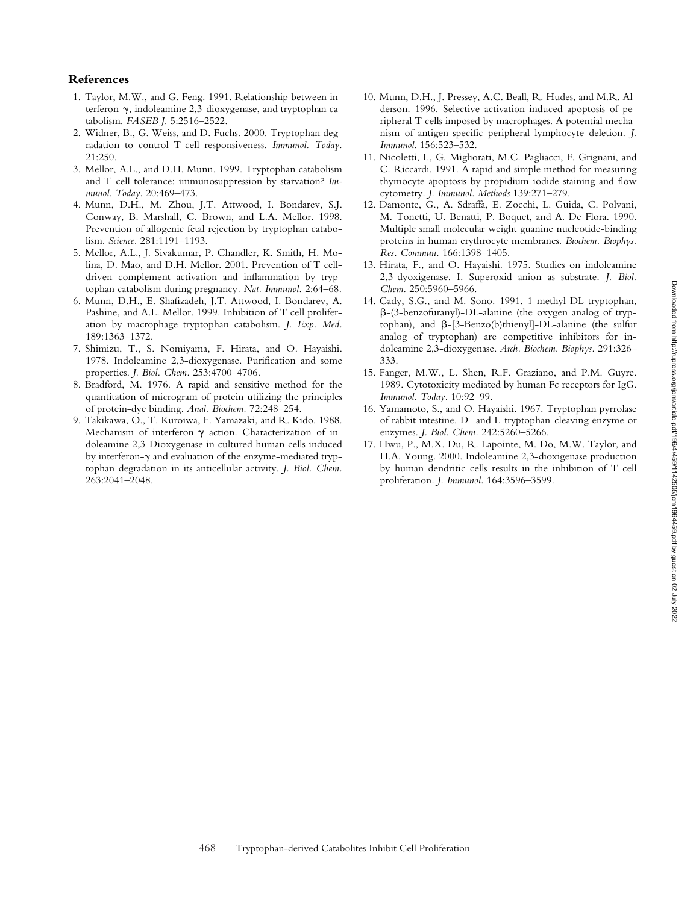## References

1. Taylor, M.W., and G. Feng. 1991. Relationship between interferon-γ, indoleamine 2,3-dioxygenase, and tryptophan catabolism. *FASEB J.* 5:2516–2522.
2. Widner, B., G. Weiss, and D. Fuchs. 2000. Tryptophan degradation to control T-cell responsiveness. *Immunol. Today.* 21:250.
3. Mellor, A.L., and D.H. Munn. 1999. Tryptophan catabolism and T-cell tolerance: immunosuppression by starvation? *Immunol. Today.* 20:469–473.
4. Munn, D.H., M. Zhou, J.T. Attwood, I. Bondarev, S.J. Conway, B. Marshall, C. Brown, and L.A. Mellor. 1998. Prevention of allogenic fetal rejection by tryptophan catabolism. *Science.* 281:1191–1193.
5. Mellor, A.L., J. Sivakumar, P. Chandler, K. Smith, H. Molina, D. Mao, and D.H. Mellor. 2001. Prevention of T cell-driven complement activation and inflammation by tryptophan catabolism during pregnancy. *Nat. Immunol.* 2:64–68.
6. Munn, D.H., E. Shafizadeh, J.T. Attwood, I. Bondarev, A. Pashine, and A.L. Mellor. 1999. Inhibition of T cell proliferation by macrophage tryptophan catabolism. *J. Exp. Med.* 189:1363–1372.
7. Shimizu, T., S. Nomiyama, F. Hirata, and O. Hayaishi. 1978. Indoleamine 2,3-dioxygenase. Purification and some properties. *J. Biol. Chem.* 253:4700–4706.
8. Bradford, M. 1976. A rapid and sensitive method for the quantitation of microgram of protein utilizing the principles of protein-dye binding. *Anal. Biochem.* 72:248–254.
9. Takikawa, O., T. Kuroiwa, F. Yamazaki, and R. Kido. 1988. Mechanism of interferon-γ action. Characterization of indoleamine 2,3-Dioxygenase in cultured human cells induced by interferon-γ and evaluation of the enzyme-mediated tryptophan degradation in its anticellular activity. *J. Biol. Chem.* 263:2041–2048.
10. Munn, D.H., J. Pressey, A.C. Beall, R. Hudes, and M.R. Alderson. 1996. Selective activation-induced apoptosis of peripheral T cells imposed by macrophages. A potential mechanism of antigen-specific peripheral lymphocyte deletion. *J. Immunol.* 156:523–532.
11. Nicoletti, I., G. Migliorati, M.C. Pagliacci, F. Grignani, and C. Riccardi. 1991. A rapid and simple method for measuring thymocyte apoptosis by propidium iodide staining and flow cytometry. *J. Immunol. Methods* 139:271–279.
12. Damonte, G., A. Sdraffa, E. Zocchi, L. Guida, C. Polvani, M. Tonetti, U. Benatti, P. Boquet, and A. De Flora. 1990. Multiple small molecular weight guanine nucleotide-binding proteins in human erythrocyte membranes. *Biochem. Biophys. Res. Commun.* 166:1398–1405.
13. Hirata, F., and O. Hayaishi. 1975. Studies on indoleamine 2,3-dyoxigenase. I. Superoxid anion as substrate. *J. Biol. Chem.* 250:5960–5966.
14. Cady, S.G., and M. Sono. 1991. 1-methyl-DL-tryptophan, β-(3-benzofuranyl)-DL-alanine (the oxygen analog of tryptophan), and β-[3-Benzo(b)thienyl]-DL-alanine (the sulfur analog of tryptophan) are competitive inhibitors for indoleamine 2,3-dioxygenase. *Arch. Biochem. Biophys.* 291:326–333.
15. Fanger, M.W., L. Shen, R.F. Graziano, and P.M. Guyre. 1989. Cytotoxicity mediated by human Fc receptors for IgG. *Immunol. Today.* 10:92–99.
16. Yamamoto, S., and O. Hayaishi. 1967. Tryptophan pyrrolase of rabbit intestine. D- and L-tryptophan-cleaving enzyme or enzymes. *J. Biol. Chem.* 242:5260–5266.
17. Hwu, P., M.X. Du, R. Lapointe, M. Do, M.W. Taylor, and H.A. Young. 2000. Indoleamine 2,3-dioxigenase production by human dendritic cells results in the inhibition of T cell proliferation. *J. Immunol.* 164:3596–3599.